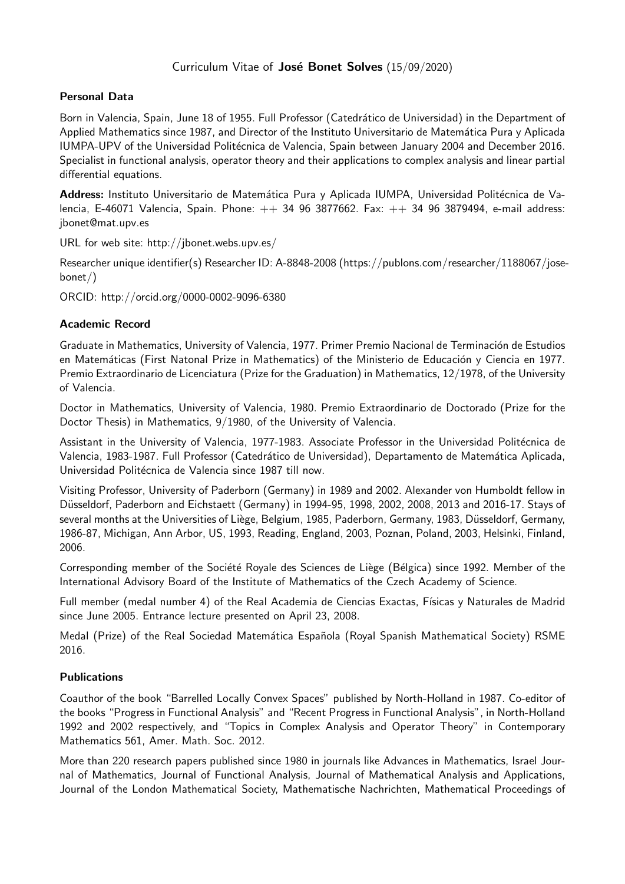Curriculum Vitae of **José Bonet Solves** (15/09/2020)

### Personal Data

Born in Valencia, Spain, June 18 of 1955. Full Professor (Catedrático de Universidad) in the Department of Applied Mathematics since 1987, and Director of the Instituto Universitario de Matemática Pura y Aplicada IUMPA-UPV of the Universidad Politécnica de Valencia, Spain between January 2004 and December 2016. Specialist in functional analysis, operator theory and their applications to complex analysis and linear partial differential equations.

**Address:** Instituto Universitario de Matemática Pura y Aplicada IUMPA, Universidad Politécnica de Valencia, E-46071 Valencia, Spain. Phone: ++ 34 96 3877662. Fax: ++ 34 96 3879494, e-mail address: jbonet@mat.upv.es

URL for web site: http://jbonet.webs.upv.es/

Researcher unique identifier(s) Researcher ID: A-8848-2008 (https://publons.com/researcher/1188067/jose-bonet/)

ORCID: http://orcid.org/0000-0002-9096-6380

### Academic Record

Graduate in Mathematics, University of Valencia, 1977. Primer Premio Nacional de Terminación de Estudios en Matemáticas (First Natonal Prize in Mathematics) of the Ministerio de Educación y Ciencia en 1977. Premio Extraordinario de Licenciatura (Prize for the Graduation) in Mathematics, 12/1978, of the University of Valencia.

Doctor in Mathematics, University of Valencia, 1980. Premio Extraordinario de Doctorado (Prize for the Doctor Thesis) in Mathematics, 9/1980, of the University of Valencia.

Assistant in the University of Valencia, 1977-1983. Associate Professor in the Universidad Politécnica de Valencia, 1983-1987. Full Professor (Catedrático de Universidad), Departamento de Matemática Aplicada, Universidad Politécnica de Valencia since 1987 till now.

Visiting Professor, University of Paderborn (Germany) in 1989 and 2002. Alexander von Humboldt fellow in Düsseldorf, Paderborn and Eichstaett (Germany) in 1994-95, 1998, 2002, 2008, 2013 and 2016-17. Stays of several months at the Universities of Liège, Belgium, 1985, Paderborn, Germany, 1983, Düsseldorf, Germany, 1986-87, Michigan, Ann Arbor, US, 1993, Reading, England, 2003, Poznan, Poland, 2003, Helsinki, Finland, 2006.

Corresponding member of the Société Royale des Sciences de Liège (Bélgica) since 1992. Member of the International Advisory Board of the Institute of Mathematics of the Czech Academy of Science.

Full member (medal number 4) of the Real Academia de Ciencias Exactas, Físicas y Naturales de Madrid since June 2005. Entrance lecture presented on April 23, 2008.

Medal (Prize) of the Real Sociedad Matemática Española (Royal Spanish Mathematical Society) RSME 2016.

### Publications

Coauthor of the book "Barrelled Locally Convex Spaces" published by North-Holland in 1987. Co-editor of the books "Progress in Functional Analysis" and "Recent Progress in Functional Analysis", in North-Holland 1992 and 2002 respectively, and "Topics in Complex Analysis and Operator Theory" in Contemporary Mathematics 561, Amer. Math. Soc. 2012.

More than 220 research papers published since 1980 in journals like Advances in Mathematics, Israel Journal of Mathematics, Journal of Functional Analysis, Journal of Mathematical Analysis and Applications, Journal of the London Mathematical Society, Mathematische Nachrichten, Mathematical Proceedings of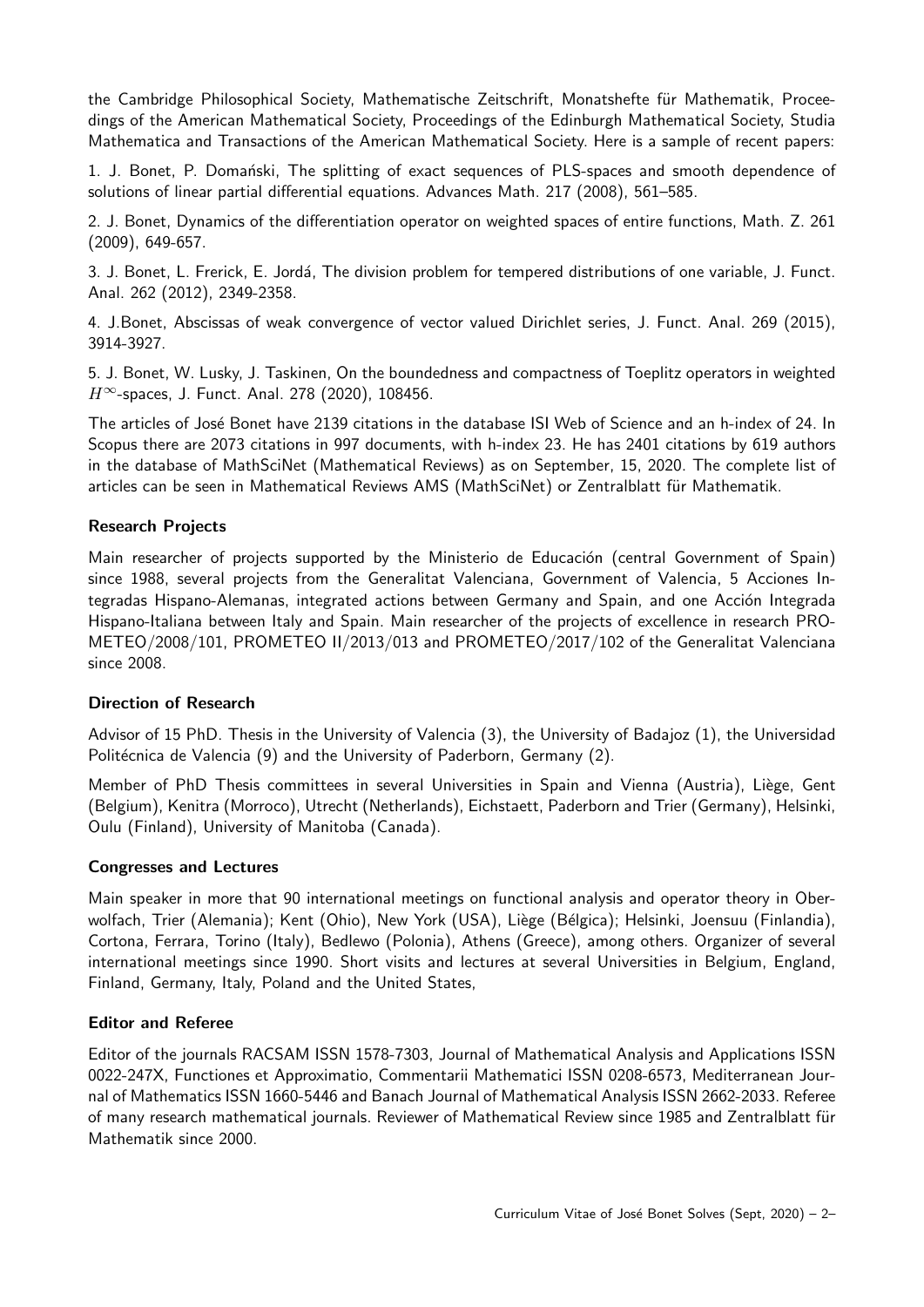the Cambridge Philosophical Society, Mathematische Zeitschrift, Monatshefte für Mathematik, Proceedings of the American Mathematical Society, Proceedings of the Edinburgh Mathematical Society, Studia Mathematica and Transactions of the American Mathematical Society. Here is a sample of recent papers:

1. J. Bonet, P. Domański, The splitting of exact sequences of PLS-spaces and smooth dependence of solutions of linear partial differential equations. Advances Math. 217 (2008), 561–585.

2. J. Bonet, Dynamics of the differentiation operator on weighted spaces of entire functions, Math. Z. 261 (2009), 649-657.

3. J. Bonet, L. Frerick, E. Jordá, The division problem for tempered distributions of one variable, J. Funct. Anal. 262 (2012), 2349-2358.

4. J.Bonet, Abscissas of weak convergence of vector valued Dirichlet series, J. Funct. Anal. 269 (2015), 3914-3927.

5. J. Bonet, W. Lusky, J. Taskinen, On the boundedness and compactness of Toeplitz operators in weighted $H^{\infty}$-spaces, J. Funct. Anal. 278 (2020), 108456.

The articles of José Bonet have 2139 citations in the database ISI Web of Science and an h-index of 24. In Scopus there are 2073 citations in 997 documents, with h-index 23. He has 2401 citations by 619 authors in the database of MathSciNet (Mathematical Reviews) as on September, 15, 2020. The complete list of articles can be seen in Mathematical Reviews AMS (MathSciNet) or Zentralblatt für Mathematik.

### Research Projects

Main researcher of projects supported by the Ministerio de Educación (central Government of Spain) since 1988, several projects from the Generalitat Valenciana, Government of Valencia, 5 Acciones Integradas Hispano-Alemanas, integrated actions between Germany and Spain, and one Acción Integrada Hispano-Italiana between Italy and Spain. Main researcher of the projects of excellence in research PROMETEO/2008/101, PROMETEO II/2013/013 and PROMETEO/2017/102 of the Generalitat Valenciana since 2008.

### Direction of Research

Advisor of 15 PhD. Thesis in the University of Valencia (3), the University of Badajoz (1), the Universidad Politécnica de Valencia (9) and the University of Paderborn, Germany (2).

Member of PhD Thesis committees in several Universities in Spain and Vienna (Austria), Liège, Gent (Belgium), Kenitra (Morroco), Utrecht (Netherlands), Eichstaett, Paderborn and Trier (Germany), Helsinki, Oulu (Finland), University of Manitoba (Canada).

### Congresses and Lectures

Main speaker in more that 90 international meetings on functional analysis and operator theory in Oberwolfach, Trier (Alemania); Kent (Ohio), New York (USA), Liège (Bélgica); Helsinki, Joensuu (Finlandia), Cortona, Ferrara, Torino (Italy), Bedlewo (Polonia), Athens (Greece), among others. Organizer of several international meetings since 1990. Short visits and lectures at several Universities in Belgium, England, Finland, Germany, Italy, Poland and the United States,

### Editor and Referee

Editor of the journals RACSAM ISSN 1578-7303, Journal of Mathematical Analysis and Applications ISSN 0022-247X, Functiones et Approximatio, Commentarii Mathematici ISSN 0208-6573, Mediterranean Journal of Mathematics ISSN 1660-5446 and Banach Journal of Mathematical Analysis ISSN 2662-2033. Referee of many research mathematical journals. Reviewer of Mathematical Review since 1985 and Zentralblatt für Mathematik since 2000.